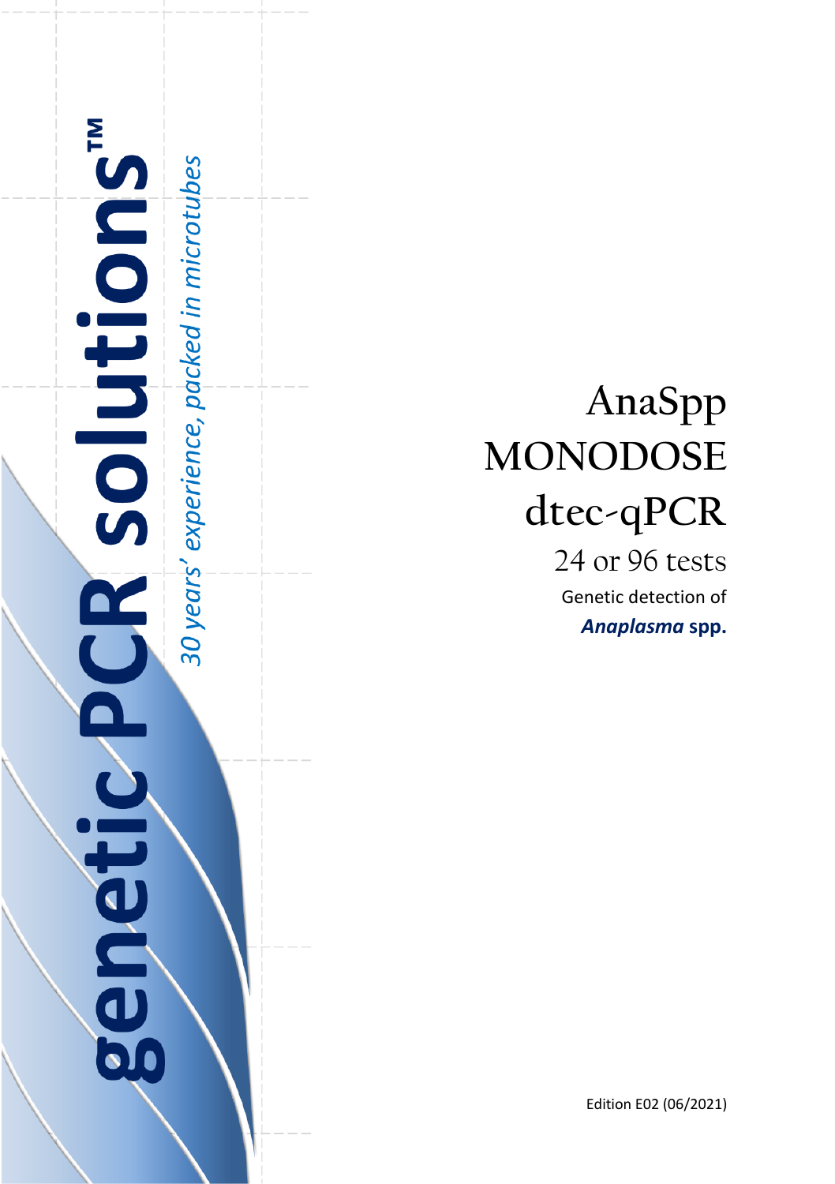genetic PCR solutions™

*30 years' experience, packed in microtubes*

# AnaSpp MONODOSE dtec-qPCR

24 or 96 tests

Genetic detection of

***Anaplasma* spp.**

Edition E02 (06/2021)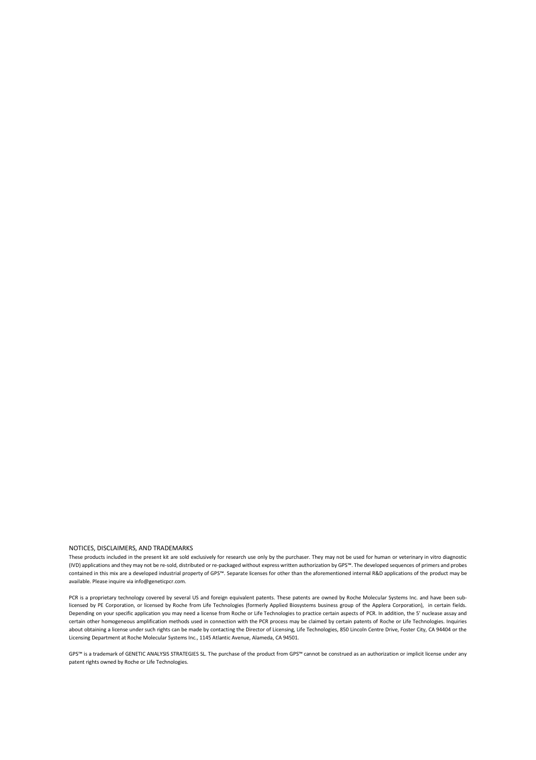## NOTICES, DISCLAIMERS, AND TRADEMARKS

These products included in the present kit are sold exclusively for research use only by the purchaser. They may not be used for human or veterinary in vitro diagnostic (IVD) applications and they may not be re-sold, distributed or re-packaged without express written authorization by GPS™. The developed sequences of primers and probes contained in this mix are a developed industrial property of GPS™. Separate licenses for other than the aforementioned internal R&D applications of the product may be available. Please inquire via info@geneticpcr.com.

PCR is a proprietary technology covered by several US and foreign equivalent patents. These patents are owned by Roche Molecular Systems Inc. and have been sub-licensed by PE Corporation, or licensed by Roche from Life Technologies (formerly Applied Biosystems business group of the Applera Corporation), in certain fields. Depending on your specific application you may need a license from Roche or Life Technologies to practice certain aspects of PCR. In addition, the 5' nuclease assay and certain other homogeneous amplification methods used in connection with the PCR process may be claimed by certain patents of Roche or Life Technologies. Inquiries about obtaining a license under such rights can be made by contacting the Director of Licensing, Life Technologies, 850 Lincoln Centre Drive, Foster City, CA 94404 or the Licensing Department at Roche Molecular Systems Inc., 1145 Atlantic Avenue, Alameda, CA 94501.

GPS™ is a trademark of GENETIC ANALYSIS STRATEGIES SL. The purchase of the product from GPS™ cannot be construed as an authorization or implicit license under any patent rights owned by Roche or Life Technologies.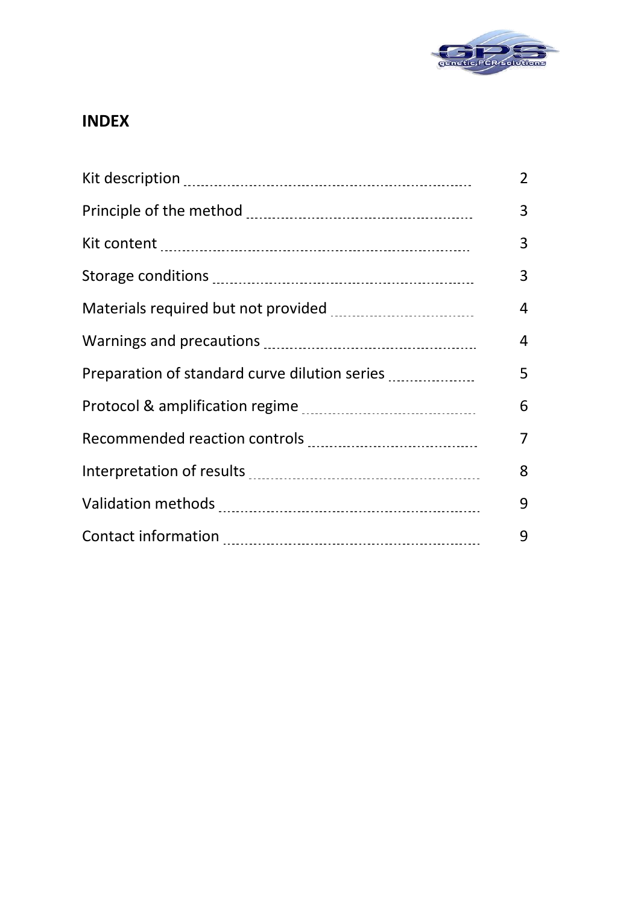## INDEX

| | |
|---|---|
| Kit description | 2 |
| Principle of the method | 3 |
| Kit content | 3 |
| Storage conditions | 3 |
| Materials required but not provided | 4 |
| Warnings and precautions | 4 |
| Preparation of standard curve dilution series | 5 |
| Protocol & amplification regime | 6 |
| Recommended reaction controls | 7 |
| Interpretation of results | 8 |
| Validation methods | 9 |
| Contact information | 9 |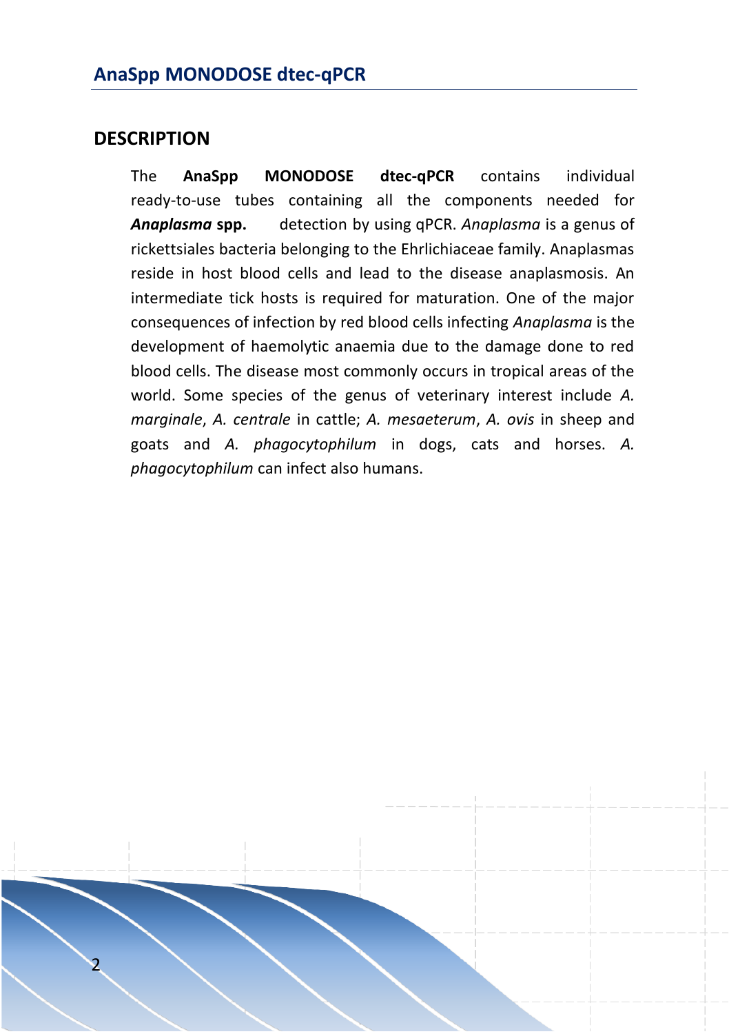## DESCRIPTION

The **AnaSpp MONODOSE dtec-qPCR** contains individual ready-to-use tubes containing all the components needed for ***Anaplasma* spp.** detection by using qPCR. *Anaplasma* is a genus of rickettsiales bacteria belonging to the Ehrlichiaceae family. Anaplasmas reside in host blood cells and lead to the disease anaplasmosis. An intermediate tick hosts is required for maturation. One of the major consequences of infection by red blood cells infecting *Anaplasma* is the development of haemolytic anaemia due to the damage done to red blood cells. The disease most commonly occurs in tropical areas of the world. Some species of the genus of veterinary interest include *A. marginale*, *A. centrale* in cattle; *A. mesaeterum*, *A. ovis* in sheep and goats and *A. phagocytophilum* in dogs, cats and horses. *A. phagocytophilum* can infect also humans.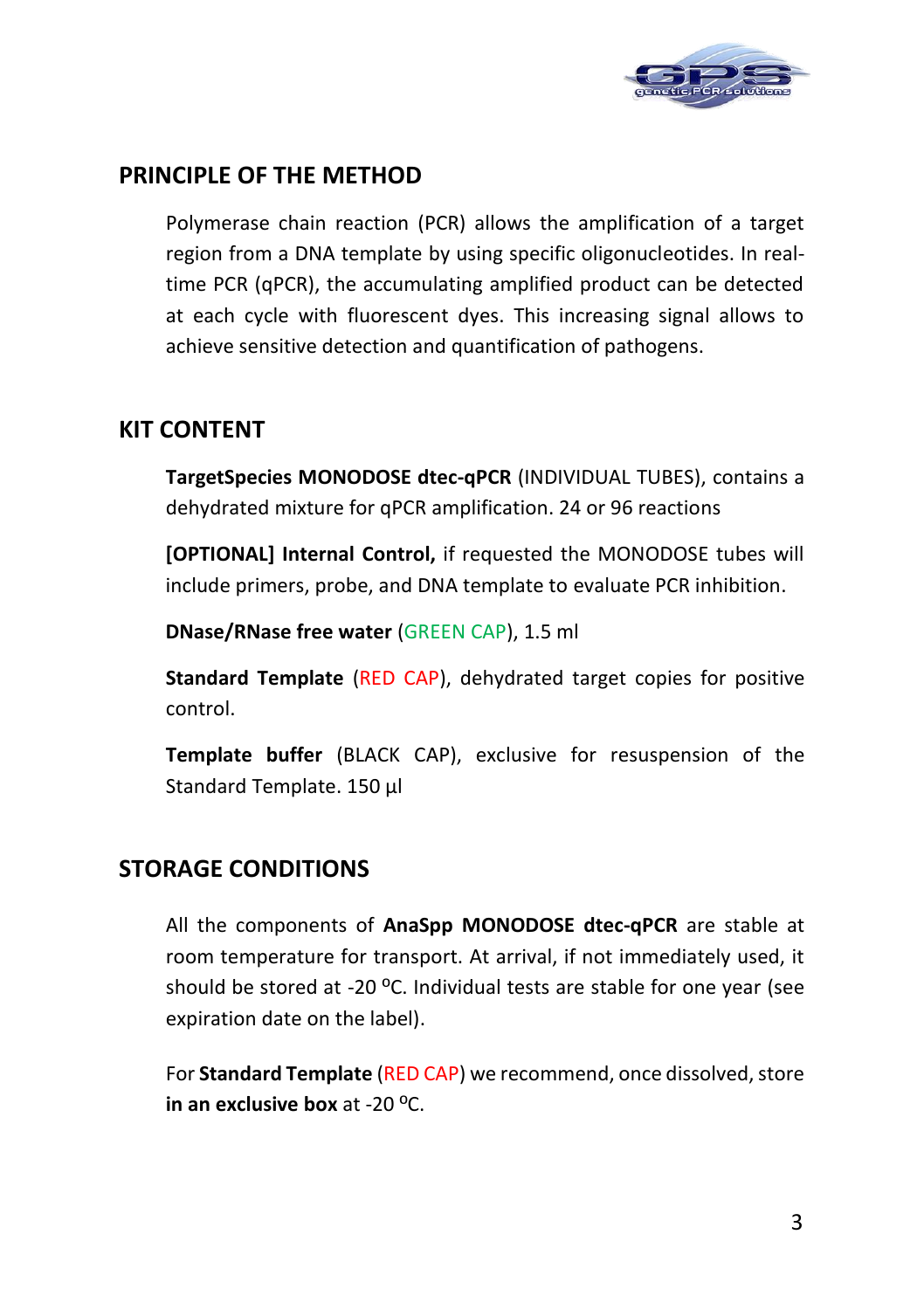## PRINCIPLE OF THE METHOD

Polymerase chain reaction (PCR) allows the amplification of a target region from a DNA template by using specific oligonucleotides. In real-time PCR (qPCR), the accumulating amplified product can be detected at each cycle with fluorescent dyes. This increasing signal allows to achieve sensitive detection and quantification of pathogens.

## KIT CONTENT

**TargetSpecies MONODOSE dtec-qPCR** (INDIVIDUAL TUBES), contains a dehydrated mixture for qPCR amplification. 24 or 96 reactions

**[OPTIONAL] Internal Control,** if requested the MONODOSE tubes will include primers, probe, and DNA template to evaluate PCR inhibition.

**DNase/RNase free water** (GREEN CAP), 1.5 ml

**Standard Template** (RED CAP), dehydrated target copies for positive control.

**Template buffer** (BLACK CAP), exclusive for resuspension of the Standard Template. 150 µl

## STORAGE CONDITIONS

All the components of **AnaSpp MONODOSE dtec-qPCR** are stable at room temperature for transport. At arrival, if not immediately used, it should be stored at -20 ºC. Individual tests are stable for one year (see expiration date on the label).

For **Standard Template** (RED CAP) we recommend, once dissolved, store **in an exclusive box** at -20 ºC.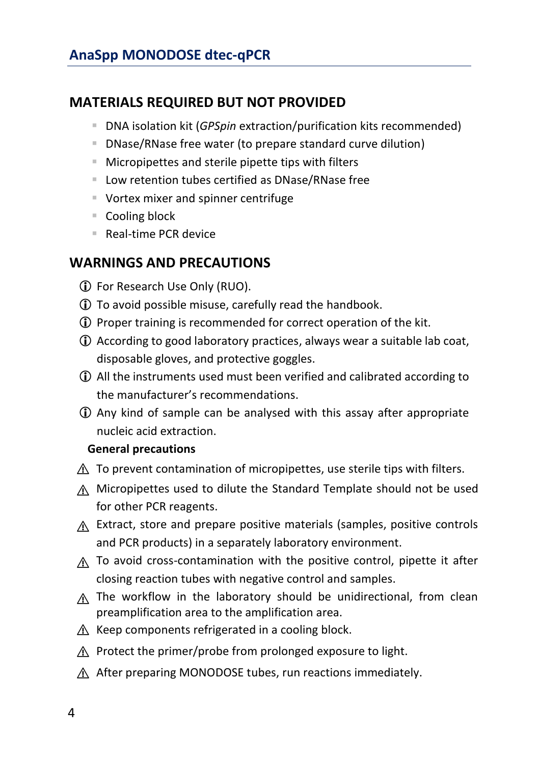## MATERIALS REQUIRED BUT NOT PROVIDED

- DNA isolation kit (*GPSpin* extraction/purification kits recommended)
- DNase/RNase free water (to prepare standard curve dilution)
- Micropipettes and sterile pipette tips with filters
- Low retention tubes certified as DNase/RNase free
- Vortex mixer and spinner centrifuge
- Cooling block
- Real-time PCR device

## WARNINGS AND PRECAUTIONS

ⓘ For Research Use Only (RUO).

ⓘ To avoid possible misuse, carefully read the handbook.

ⓘ Proper training is recommended for correct operation of the kit.

ⓘ According to good laboratory practices, always wear a suitable lab coat, disposable gloves, and protective goggles.

ⓘ All the instruments used must been verified and calibrated according to the manufacturer's recommendations.

ⓘ Any kind of sample can be analysed with this assay after appropriate nucleic acid extraction.

**General precautions**

⚠ To prevent contamination of micropipettes, use sterile tips with filters.

⚠ Micropipettes used to dilute the Standard Template should not be used for other PCR reagents.

⚠ Extract, store and prepare positive materials (samples, positive controls and PCR products) in a separately laboratory environment.

⚠ To avoid cross-contamination with the positive control, pipette it after closing reaction tubes with negative control and samples.

⚠ The workflow in the laboratory should be unidirectional, from clean preamplification area to the amplification area.

⚠ Keep components refrigerated in a cooling block.

⚠ Protect the primer/probe from prolonged exposure to light.

⚠ After preparing MONODOSE tubes, run reactions immediately.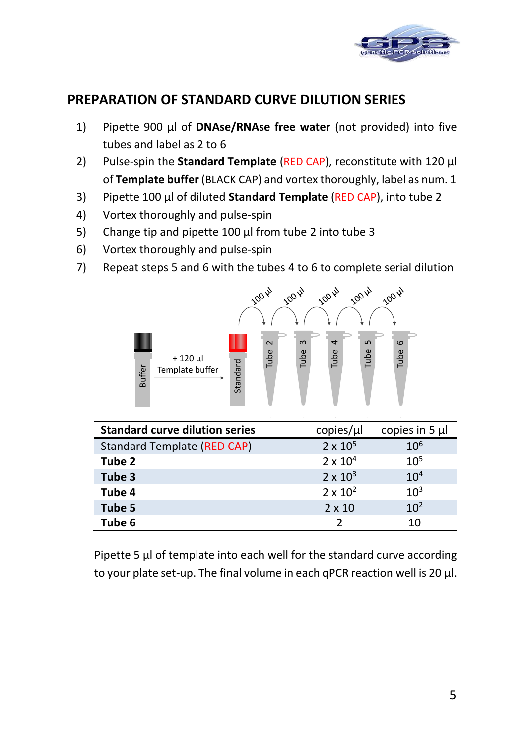## PREPARATION OF STANDARD CURVE DILUTION SERIES

1) Pipette 900 µl of **DNAse/RNAse free water** (not provided) into five tubes and label as 2 to 6
2) Pulse-spin the **Standard Template** (RED CAP), reconstitute with 120 µl of **Template buffer** (BLACK CAP) and vortex thoroughly, label as num. 1
3) Pipette 100 µl of diluted **Standard Template** (RED CAP), into tube 2
4) Vortex thoroughly and pulse-spin
5) Change tip and pipette 100 µl from tube 2 into tube 3
6) Vortex thoroughly and pulse-spin
7) Repeat steps 5 and 6 with the tubes 4 to 6 to complete serial dilution

| Standard curve dilution series | copies/µl | copies in 5 µl |
|---|---|---|
| Standard Template (RED CAP) | $2 \times 10^5$ | $10^6$ |
| **Tube 2** | $2 \times 10^4$ | $10^5$ |
| **Tube 3** | $2 \times 10^3$ | $10^4$ |
| **Tube 4** | $2 \times 10^2$ | $10^3$ |
| **Tube 5** | $2 \times 10$ | $10^2$ |
| **Tube 6** | 2 | 10 |

Pipette 5 µl of template into each well for the standard curve according to your plate set-up. The final volume in each qPCR reaction well is 20 µl.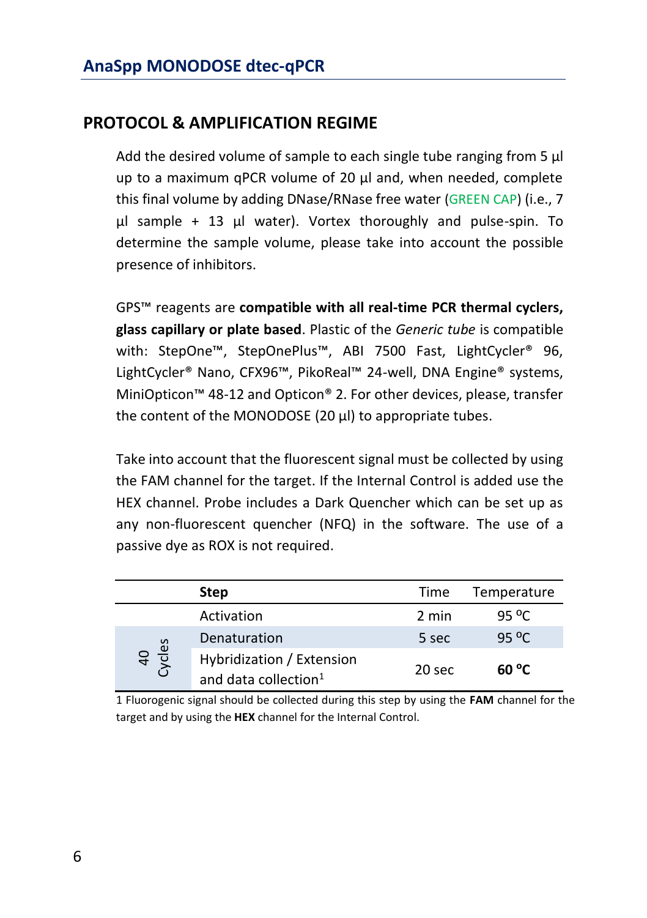## PROTOCOL & AMPLIFICATION REGIME

Add the desired volume of sample to each single tube ranging from 5 µl up to a maximum qPCR volume of 20 µl and, when needed, complete this final volume by adding DNase/RNase free water (GREEN CAP) (i.e., 7 µl sample + 13 µl water). Vortex thoroughly and pulse-spin. To determine the sample volume, please take into account the possible presence of inhibitors.

GPS™ reagents are **compatible with all real-time PCR thermal cyclers, glass capillary or plate based**. Plastic of the *Generic tube* is compatible with: StepOne™, StepOnePlus™, ABI 7500 Fast, LightCycler® 96, LightCycler® Nano, CFX96™, PikoReal™ 24-well, DNA Engine® systems, MiniOpticon™ 48-12 and Opticon® 2. For other devices, please, transfer the content of the MONODOSE (20 µl) to appropriate tubes.

Take into account that the fluorescent signal must be collected by using the FAM channel for the target. If the Internal Control is added use the HEX channel. Probe includes a Dark Quencher which can be set up as any non-fluorescent quencher (NFQ) in the software. The use of a passive dye as ROX is not required.

| | **Step** | Time | Temperature |
|---|---|---|---|
| | Activation | 2 min | 95 ºC |
| 40 Cycles | Denaturation | 5 sec | 95 ºC |
| | Hybridization / Extension and data collection[1] | 20 sec | **60 ºC** |

1 Fluorogenic signal should be collected during this step by using the **FAM** channel for the target and by using the **HEX** channel for the Internal Control.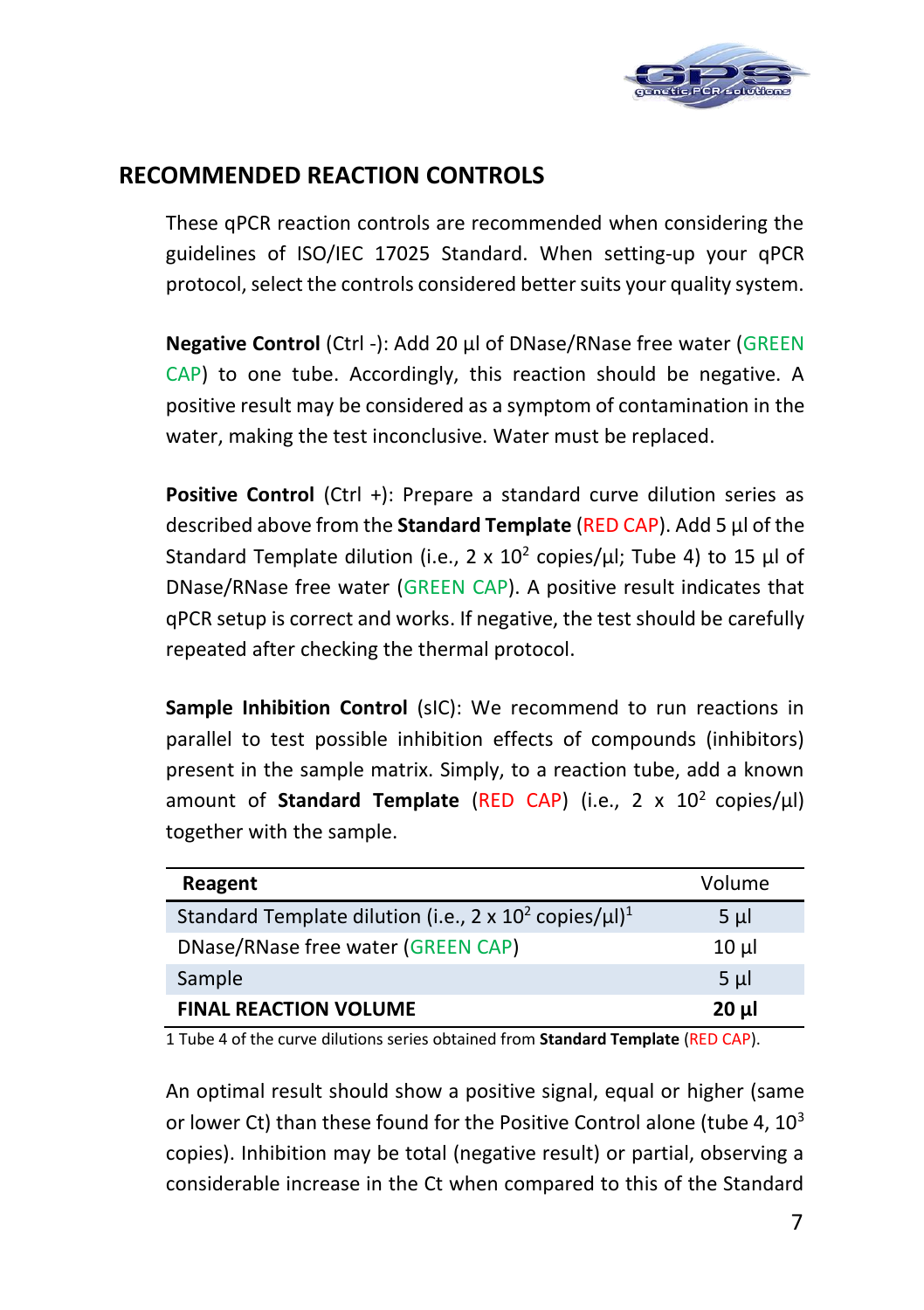## RECOMMENDED REACTION CONTROLS

These qPCR reaction controls are recommended when considering the guidelines of ISO/IEC 17025 Standard. When setting-up your qPCR protocol, select the controls considered better suits your quality system.

**Negative Control** (Ctrl -): Add 20 µl of DNase/RNase free water (GREEN CAP) to one tube. Accordingly, this reaction should be negative. A positive result may be considered as a symptom of contamination in the water, making the test inconclusive. Water must be replaced.

**Positive Control** (Ctrl +): Prepare a standard curve dilution series as described above from the **Standard Template** (RED CAP). Add 5 µl of the Standard Template dilution (i.e., 2 x $10^2$ copies/µl; Tube 4) to 15 µl of DNase/RNase free water (GREEN CAP). A positive result indicates that qPCR setup is correct and works. If negative, the test should be carefully repeated after checking the thermal protocol.

**Sample Inhibition Control** (sIC): We recommend to run reactions in parallel to test possible inhibition effects of compounds (inhibitors) present in the sample matrix. Simply, to a reaction tube, add a known amount of **Standard Template** (RED CAP) (i.e., 2 x $10^2$ copies/µl) together with the sample.

| **Reagent** | Volume |
|---|---|
| Standard Template dilution (i.e., 2 x $10^2$ copies/µl)[1] | 5 µl |
| DNase/RNase free water (GREEN CAP) | 10 µl |
| Sample | 5 µl |
| **FINAL REACTION VOLUME** | **20 µl** |

1 Tube 4 of the curve dilutions series obtained from **Standard Template** (RED CAP).

An optimal result should show a positive signal, equal or higher (same or lower Ct) than these found for the Positive Control alone (tube 4, $10^3$ copies). Inhibition may be total (negative result) or partial, observing a considerable increase in the Ct when compared to this of the Standard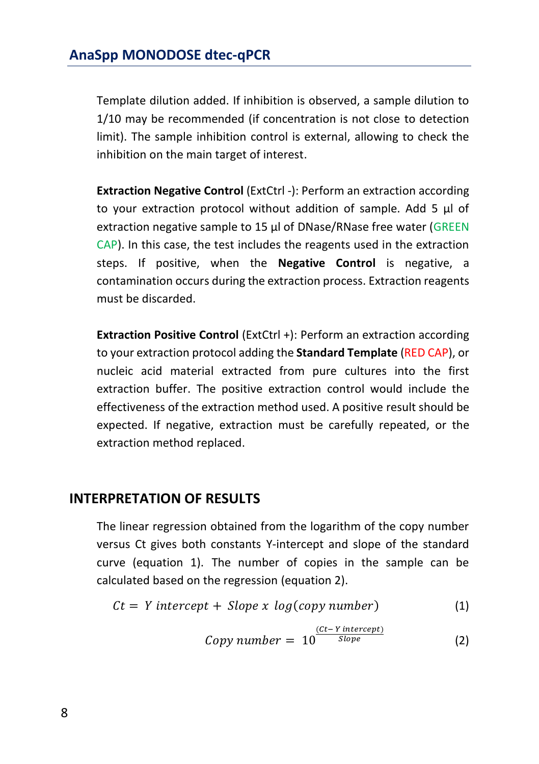Template dilution added. If inhibition is observed, a sample dilution to 1/10 may be recommended (if concentration is not close to detection limit). The sample inhibition control is external, allowing to check the inhibition on the main target of interest.

**Extraction Negative Control** (ExtCtrl -): Perform an extraction according to your extraction protocol without addition of sample. Add 5 µl of extraction negative sample to 15 µl of DNase/RNase free water (GREEN CAP). In this case, the test includes the reagents used in the extraction steps. If positive, when the **Negative Control** is negative, a contamination occurs during the extraction process. Extraction reagents must be discarded.

**Extraction Positive Control** (ExtCtrl +): Perform an extraction according to your extraction protocol adding the **Standard Template** (RED CAP), or nucleic acid material extracted from pure cultures into the first extraction buffer. The positive extraction control would include the effectiveness of the extraction method used. A positive result should be expected. If negative, extraction must be carefully repeated, or the extraction method replaced.

## INTERPRETATION OF RESULTS

The linear regression obtained from the logarithm of the copy number versus Ct gives both constants Y-intercept and slope of the standard curve (equation 1). The number of copies in the sample can be calculated based on the regression (equation 2).

$$Ct = Y\ intercept + Slope\ x\ \log(copy\ number) \tag{1}$$

$$Copy\ number = 10^{\frac{(Ct - Y\ intercept)}{Slope}} \tag{2}$$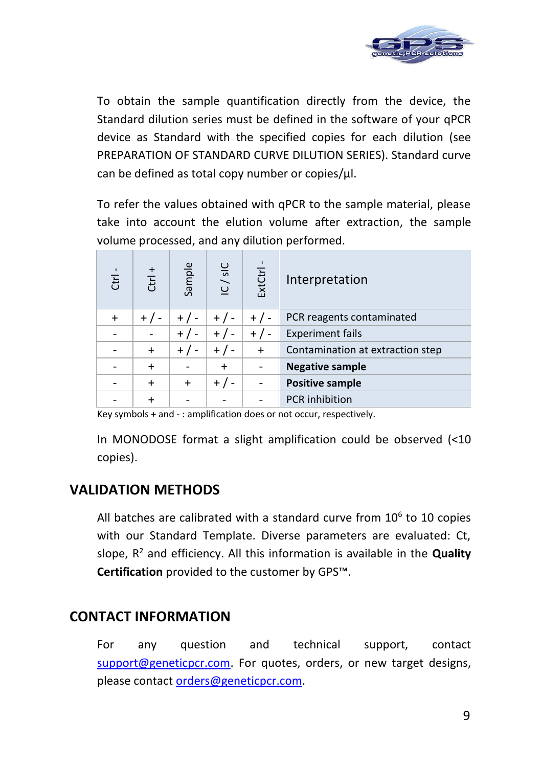To obtain the sample quantification directly from the device, the Standard dilution series must be defined in the software of your qPCR device as Standard with the specified copies for each dilution (see PREPARATION OF STANDARD CURVE DILUTION SERIES). Standard curve can be defined as total copy number or copies/µl.

To refer the values obtained with qPCR to the sample material, please take into account the elution volume after extraction, the sample volume processed, and any dilution performed.

| Ctrl - | Ctrl + | Sample | IC / sIC | ExtCtrl - | Interpretation |
|---|---|---|---|---|---|
| + | + / - | + / - | + / - | + / - | PCR reagents contaminated |
| - | - | + / - | + / - | + / - | Experiment fails |
| - | + | + / - | + / - | + | Contamination at extraction step |
| - | + | - | + | - | **Negative sample** |
| - | + | + | + / - | - | **Positive sample** |
| - | + | - | - | - | PCR inhibition |

Key symbols + and - : amplification does or not occur, respectively.

In MONODOSE format a slight amplification could be observed (<10 copies).

## VALIDATION METHODS

All batches are calibrated with a standard curve from $10^6$ to 10 copies with our Standard Template. Diverse parameters are evaluated: Ct, slope, $R^2$ and efficiency. All this information is available in the **Quality Certification** provided to the customer by GPS™.

## CONTACT INFORMATION

For any question and technical support, contact support@geneticpcr.com. For quotes, orders, or new target designs, please contact orders@geneticpcr.com.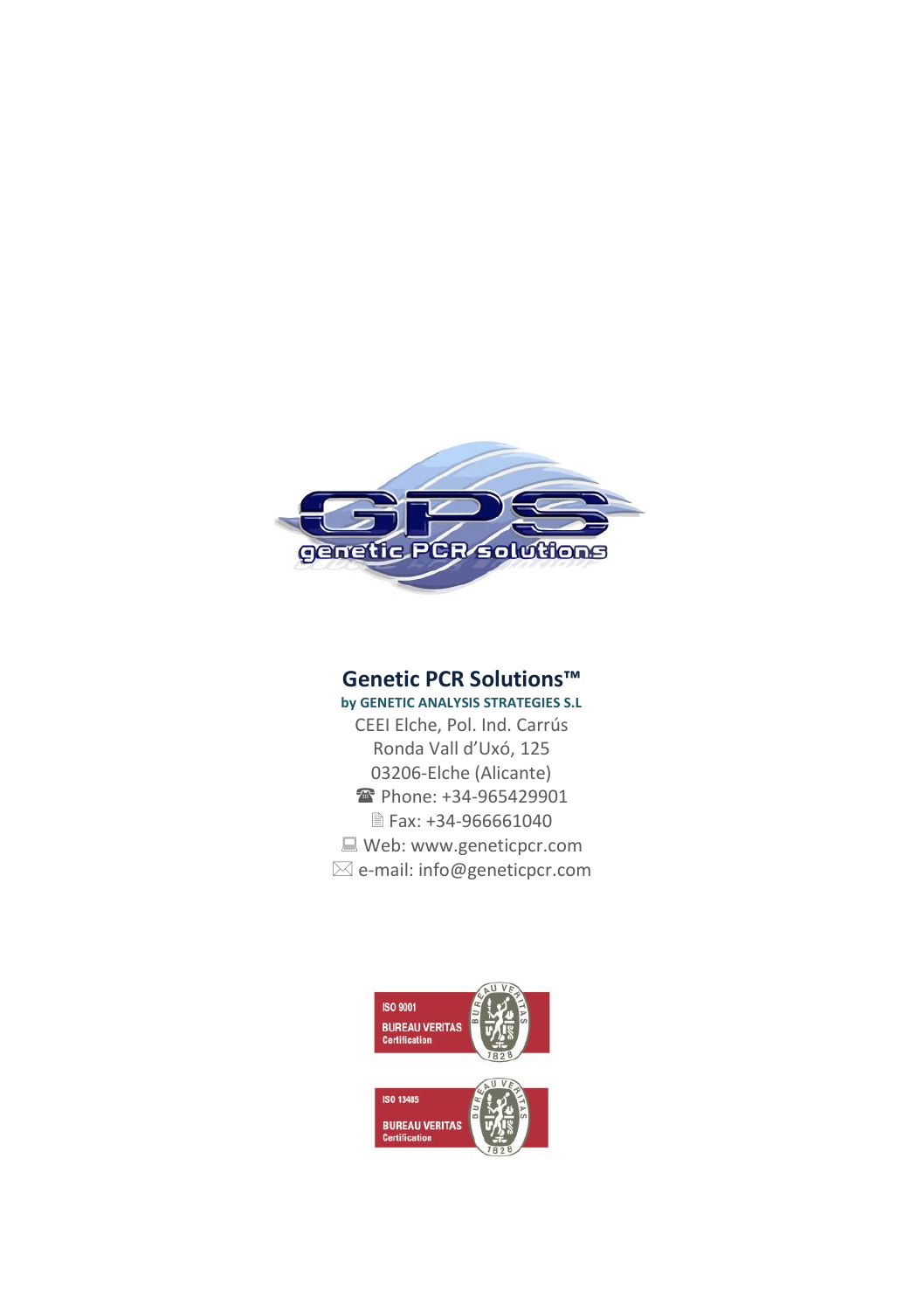**Genetic PCR Solutions™**

**by GENETIC ANALYSIS STRATEGIES S.L**

CEEI Elche, Pol. Ind. Carrús

Ronda Vall d'Uxó, 125

03206-Elche (Alicante)

☎ Phone: +34-965429901

Fax: +34-966661040

Web: www.geneticpcr.com

✉ e-mail: info@geneticpcr.com

ISO 9001
BUREAU VERITAS
Certification

ISO 13485
BUREAU VERITAS
Certification